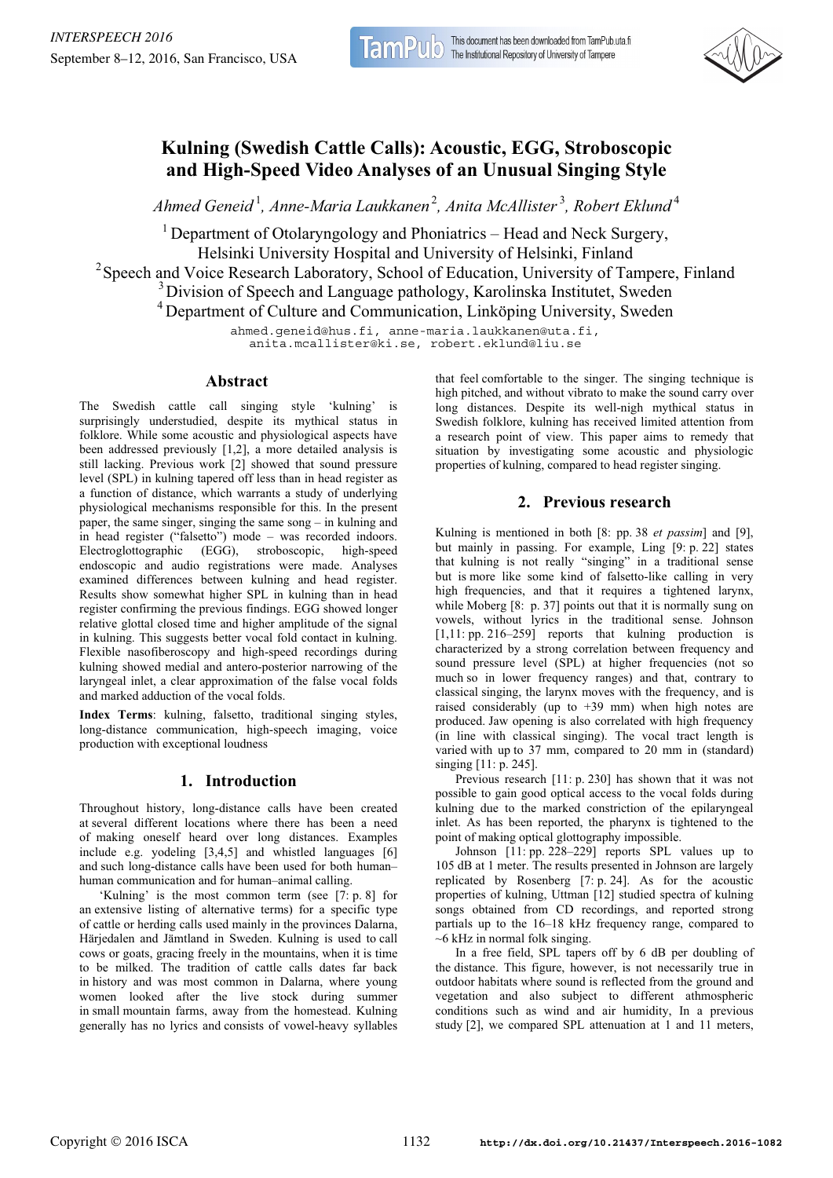# Kulning (Swedish Cattle Calls): Acoustic, EGG, Stroboscopic and High-Speed Video Analyses of an Unusual Singing Style

*Ahmed Geneid*[1], *Anne-Maria Laukkanen*[2], *Anita McAllister*[3], *Robert Eklund*[4]

[1] Department of Otolaryngology and Phoniatrics – Head and Neck Surgery, Helsinki University Hospital and University of Helsinki, Finland

[2] Speech and Voice Research Laboratory, School of Education, University of Tampere, Finland

[3] Division of Speech and Language pathology, Karolinska Institutet, Sweden

[4] Department of Culture and Communication, Linköping University, Sweden

ahmed.geneid@hus.fi, anne-maria.laukkanen@uta.fi, anita.mcallister@ki.se, robert.eklund@liu.se

## Abstract

The Swedish cattle call singing style 'kulning' is surprisingly understudied, despite its mythical status in folklore. While some acoustic and physiological aspects have been addressed previously [1,2], a more detailed analysis is still lacking. Previous work [2] showed that sound pressure level (SPL) in kulning tapered off less than in head register as a function of distance, which warrants a study of underlying physiological mechanisms responsible for this. In the present paper, the same singer, singing the same song – in kulning and in head register ("falsetto") mode – was recorded indoors. Electroglottographic (EGG), stroboscopic, high-speed endoscopic and audio registrations were made. Analyses examined differences between kulning and head register. Results show somewhat higher SPL in kulning than in head register confirming the previous findings. EGG showed longer relative glottal closed time and higher amplitude of the signal in kulning. This suggests better vocal fold contact in kulning. Flexible nasofiberoscopy and high-speed recordings during kulning showed medial and antero-posterior narrowing of the laryngeal inlet, a clear approximation of the false vocal folds and marked adduction of the vocal folds.

**Index Terms**: kulning, falsetto, traditional singing styles, long-distance communication, high-speech imaging, voice production with exceptional loudness

## 1. Introduction

Throughout history, long-distance calls have been created at several different locations where there has been a need of making oneself heard over long distances. Examples include e.g. yodeling [3,4,5] and whistled languages [6] and such long-distance calls have been used for both human–human communication and for human–animal calling.

'Kulning' is the most common term (see [7: p. 8] for an extensive listing of alternative terms) for a specific type of cattle or herding calls used mainly in the provinces Dalarna, Härjedalen and Jämtland in Sweden. Kulning is used to call cows or goats, gracing freely in the mountains, when it is time to be milked. The tradition of cattle calls dates far back in history and was most common in Dalarna, where young women looked after the live stock during summer in small mountain farms, away from the homestead. Kulning generally has no lyrics and consists of vowel-heavy syllables that feel comfortable to the singer. The singing technique is high pitched, and without vibrato to make the sound carry over long distances. Despite its well-nigh mythical status in Swedish folklore, kulning has received limited attention from a research point of view. This paper aims to remedy that situation by investigating some acoustic and physiologic properties of kulning, compared to head register singing.

## 2. Previous research

Kulning is mentioned in both [8: pp. 38 *et passim*] and [9], but mainly in passing. For example, Ling [9: p. 22] states that kulning is not really "singing" in a traditional sense but is more like some kind of falsetto-like calling in very high frequencies, and that it requires a tightened larynx, while Moberg [8: p. 37] points out that it is normally sung on vowels, without lyrics in the traditional sense. Johnson [1,11: pp. 216–259] reports that kulning production is characterized by a strong correlation between frequency and sound pressure level (SPL) at higher frequencies (not so much so in lower frequency ranges) and that, contrary to classical singing, the larynx moves with the frequency, and is raised considerably (up to +39 mm) when high notes are produced. Jaw opening is also correlated with high frequency (in line with classical singing). The vocal tract length is varied with up to 37 mm, compared to 20 mm in (standard) singing [11: p. 245].

Previous research [11: p. 230] has shown that it was not possible to gain good optical access to the vocal folds during kulning due to the marked constriction of the epilaryngeal inlet. As has been reported, the pharynx is tightened to the point of making optical glottography impossible.

Johnson [11: pp. 228–229] reports SPL values up to 105 dB at 1 meter. The results presented in Johnson are largely replicated by Rosenberg [7: p. 24]. As for the acoustic properties of kulning, Uttman [12] studied spectra of kulning songs obtained from CD recordings, and reported strong partials up to the 16–18 kHz frequency range, compared to ~6 kHz in normal folk singing.

In a free field, SPL tapers off by 6 dB per doubling of the distance. This figure, however, is not necessarily true in outdoor habitats where sound is reflected from the ground and vegetation and also subject to different athmospheric conditions such as wind and air humidity, In a previous study [2], we compared SPL attenuation at 1 and 11 meters,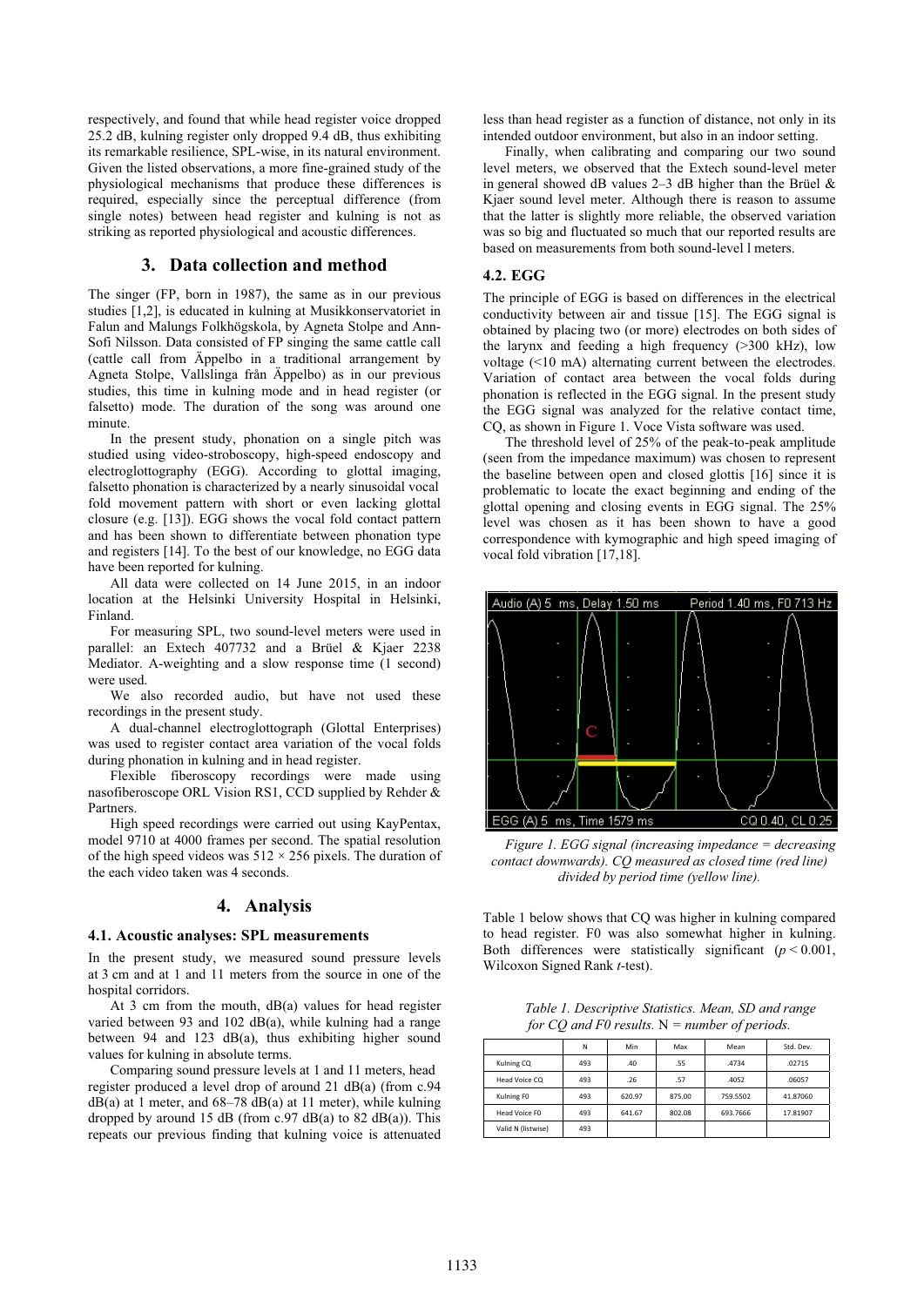respectively, and found that while head register voice dropped 25.2 dB, kulning register only dropped 9.4 dB, thus exhibiting its remarkable resilience, SPL-wise, in its natural environment. Given the listed observations, a more fine-grained study of the physiological mechanisms that produce these differences is required, especially since the perceptual difference (from single notes) between head register and kulning is not as striking as reported physiological and acoustic differences.

## 3. Data collection and method

The singer (FP, born in 1987), the same as in our previous studies [1,2], is educated in kulning at Musikkonservatoriet in Falun and Malungs Folkhögskola, by Agneta Stolpe and Ann-Sofi Nilsson. Data consisted of FP singing the same cattle call (cattle call from Äppelbo in a traditional arrangement by Agneta Stolpe, Vallslinga från Äppelbo) as in our previous studies, this time in kulning mode and in head register (or falsetto) mode. The duration of the song was around one minute.

In the present study, phonation on a single pitch was studied using video-stroboscopy, high-speed endoscopy and electroglottography (EGG). According to glottal imaging, falsetto phonation is characterized by a nearly sinusoidal vocal fold movement pattern with short or even lacking glottal closure (e.g. [13]). EGG shows the vocal fold contact pattern and has been shown to differentiate between phonation type and registers [14]. To the best of our knowledge, no EGG data have been reported for kulning.

All data were collected on 14 June 2015, in an indoor location at the Helsinki University Hospital in Helsinki, Finland.

For measuring SPL, two sound-level meters were used in parallel: an Extech 407732 and a Brüel & Kjaer 2238 Mediator. A-weighting and a slow response time (1 second) were used.

We also recorded audio, but have not used these recordings in the present study.

A dual-channel electroglottograph (Glottal Enterprises) was used to register contact area variation of the vocal folds during phonation in kulning and in head register.

Flexible fiberoscopy recordings were made using nasofiberoscope ORL Vision RS1, CCD supplied by Rehder & Partners.

High speed recordings were carried out using KayPentax, model 9710 at 4000 frames per second. The spatial resolution of the high speed videos was 512 × 256 pixels. The duration of the each video taken was 4 seconds.

## 4. Analysis

### 4.1. Acoustic analyses: SPL measurements

In the present study, we measured sound pressure levels at 3 cm and at 1 and 11 meters from the source in one of the hospital corridors.

At 3 cm from the mouth, dB(a) values for head register varied between 93 and 102 dB(a), while kulning had a range between 94 and 123 dB(a), thus exhibiting higher sound values for kulning in absolute terms.

Comparing sound pressure levels at 1 and 11 meters, head register produced a level drop of around 21 dB(a) (from c.94 dB(a) at 1 meter, and 68–78 dB(a) at 11 meter), while kulning dropped by around 15 dB (from c.97 dB(a) to 82 dB(a)). This repeats our previous finding that kulning voice is attenuated less than head register as a function of distance, not only in its intended outdoor environment, but also in an indoor setting.

Finally, when calibrating and comparing our two sound level meters, we observed that the Extech sound-level meter in general showed dB values 2–3 dB higher than the Brüel & Kjaer sound level meter. Although there is reason to assume that the latter is slightly more reliable, the observed variation was so big and fluctuated so much that our reported results are based on measurements from both sound-level l meters.

### 4.2. EGG

The principle of EGG is based on differences in the electrical conductivity between air and tissue [15]. The EGG signal is obtained by placing two (or more) electrodes on both sides of the larynx and feeding a high frequency (>300 kHz), low voltage (<10 mA) alternating current between the electrodes. Variation of contact area between the vocal folds during phonation is reflected in the EGG signal. In the present study the EGG signal was analyzed for the relative contact time, CQ, as shown in Figure 1. Voce Vista software was used.

The threshold level of 25% of the peak-to-peak amplitude (seen from the impedance maximum) was chosen to represent the baseline between open and closed glottis [16] since it is problematic to locate the exact beginning and ending of the glottal opening and closing events in EGG signal. The 25% level was chosen as it has been shown to have a good correspondence with kymographic and high speed imaging of vocal fold vibration [17,18].

*Figure 1. EGG signal (increasing impedance = decreasing contact downwards). CQ measured as closed time (red line) divided by period time (yellow line).*

Table 1 below shows that CQ was higher in kulning compared to head register. F0 was also somewhat higher in kulning. Both differences were statistically significant ($p < 0.001$, Wilcoxon Signed Rank $t$-test).

*Table 1. Descriptive Statistics. Mean, SD and range for CQ and F0 results.* N *= number of periods.*

| | N | Min | Max | Mean | Std. Dev. |
|---|---|---|---|---|---|
| Kulning CQ | 493 | .40 | .55 | .4734 | .02715 |
| Head Voice CQ | 493 | .26 | .57 | .4052 | .06057 |
| Kulning F0 | 493 | 620.97 | 875.00 | 759.5502 | 41.87060 |
| Head Voice F0 | 493 | 641.67 | 802.08 | 693.7666 | 17.81907 |
| Valid N (listwise) | 493 | | | | |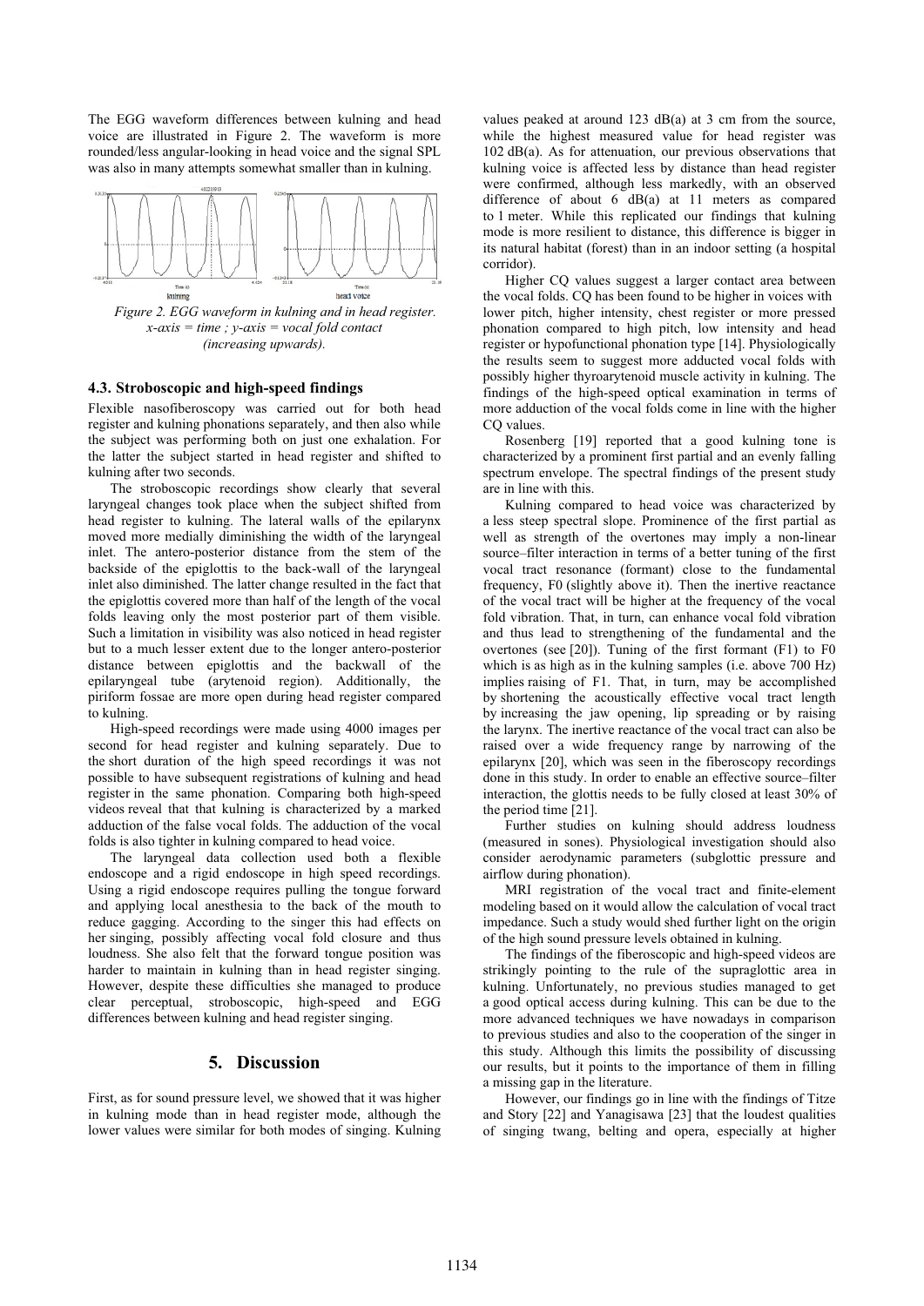The EGG waveform differences between kulning and head voice are illustrated in Figure 2. The waveform is more rounded/less angular-looking in head voice and the signal SPL was also in many attempts somewhat smaller than in kulning.

*Figure 2. EGG waveform in kulning and in head register. x-axis = time ; y-axis = vocal fold contact (increasing upwards).*

### 4.3. Stroboscopic and high-speed findings

Flexible nasofiberoscopy was carried out for both head register and kulning phonations separately, and then also while the subject was performing both on just one exhalation. For the latter the subject started in head register and shifted to kulning after two seconds.

The stroboscopic recordings show clearly that several laryngeal changes took place when the subject shifted from head register to kulning. The lateral walls of the epilarynx moved more medially diminishing the width of the laryngeal inlet. The antero-posterior distance from the stem of the backside of the epiglottis to the back-wall of the laryngeal inlet also diminished. The latter change resulted in the fact that the epiglottis covered more than half of the length of the vocal folds leaving only the most posterior part of them visible. Such a limitation in visibility was also noticed in head register but to a much lesser extent due to the longer antero-posterior distance between epiglottis and the backwall of the epilaryngeal tube (arytenoid region). Additionally, the piriform fossae are more open during head register compared to kulning.

High-speed recordings were made using 4000 images per second for head register and kulning separately. Due to the short duration of the high speed recordings it was not possible to have subsequent registrations of kulning and head register in the same phonation. Comparing both high-speed videos reveal that that kulning is characterized by a marked adduction of the false vocal folds. The adduction of the vocal folds is also tighter in kulning compared to head voice.

The laryngeal data collection used both a flexible endoscope and a rigid endoscope in high speed recordings. Using a rigid endoscope requires pulling the tongue forward and applying local anesthesia to the back of the mouth to reduce gagging. According to the singer this had effects on her singing, possibly affecting vocal fold closure and thus loudness. She also felt that the forward tongue position was harder to maintain in kulning than in head register singing. However, despite these difficulties she managed to produce clear perceptual, stroboscopic, high-speed and EGG differences between kulning and head register singing.

## 5. Discussion

First, as for sound pressure level, we showed that it was higher in kulning mode than in head register mode, although the lower values were similar for both modes of singing. Kulning values peaked at around 123 dB(a) at 3 cm from the source, while the highest measured value for head register was 102 dB(a). As for attenuation, our previous observations that kulning voice is affected less by distance than head register were confirmed, although less markedly, with an observed difference of about 6 dB(a) at 11 meters as compared to 1 meter. While this replicated our findings that kulning mode is more resilient to distance, this difference is bigger in its natural habitat (forest) than in an indoor setting (a hospital corridor).

Higher CQ values suggest a larger contact area between the vocal folds. CQ has been found to be higher in voices with lower pitch, higher intensity, chest register or more pressed phonation compared to high pitch, low intensity and head register or hypofunctional phonation type [14]. Physiologically the results seem to suggest more adducted vocal folds with possibly higher thyroarytenoid muscle activity in kulning. The findings of the high-speed optical examination in terms of more adduction of the vocal folds come in line with the higher CQ values.

Rosenberg [19] reported that a good kulning tone is characterized by a prominent first partial and an evenly falling spectrum envelope. The spectral findings of the present study are in line with this.

Kulning compared to head voice was characterized by a less steep spectral slope. Prominence of the first partial as well as strength of the overtones may imply a non-linear source–filter interaction in terms of a better tuning of the first vocal tract resonance (formant) close to the fundamental frequency, F0 (slightly above it). Then the inertive reactance of the vocal tract will be higher at the frequency of the vocal fold vibration. That, in turn, can enhance vocal fold vibration and thus lead to strengthening of the fundamental and the overtones (see [20]). Tuning of the first formant (F1) to F0 which is as high as in the kulning samples (i.e. above 700 Hz) implies raising of F1. That, in turn, may be accomplished by shortening the acoustically effective vocal tract length by increasing the jaw opening, lip spreading or by raising the larynx. The inertive reactance of the vocal tract can also be raised over a wide frequency range by narrowing of the epilarynx [20], which was seen in the fiberoscopy recordings done in this study. In order to enable an effective source–filter interaction, the glottis needs to be fully closed at least 30% of the period time [21].

Further studies on kulning should address loudness (measured in sones). Physiological investigation should also consider aerodynamic parameters (subglottic pressure and airflow during phonation).

MRI registration of the vocal tract and finite-element modeling based on it would allow the calculation of vocal tract impedance. Such a study would shed further light on the origin of the high sound pressure levels obtained in kulning.

The findings of the fiberoscopic and high-speed videos are strikingly pointing to the rule of the supraglottic area in kulning. Unfortunately, no previous studies managed to get a good optical access during kulning. This can be due to the more advanced techniques we have nowadays in comparison to previous studies and also to the cooperation of the singer in this study. Although this limits the possibility of discussing our results, but it points to the importance of them in filling a missing gap in the literature.

However, our findings go in line with the findings of Titze and Story [22] and Yanagisawa [23] that the loudest qualities of singing twang, belting and opera, especially at higher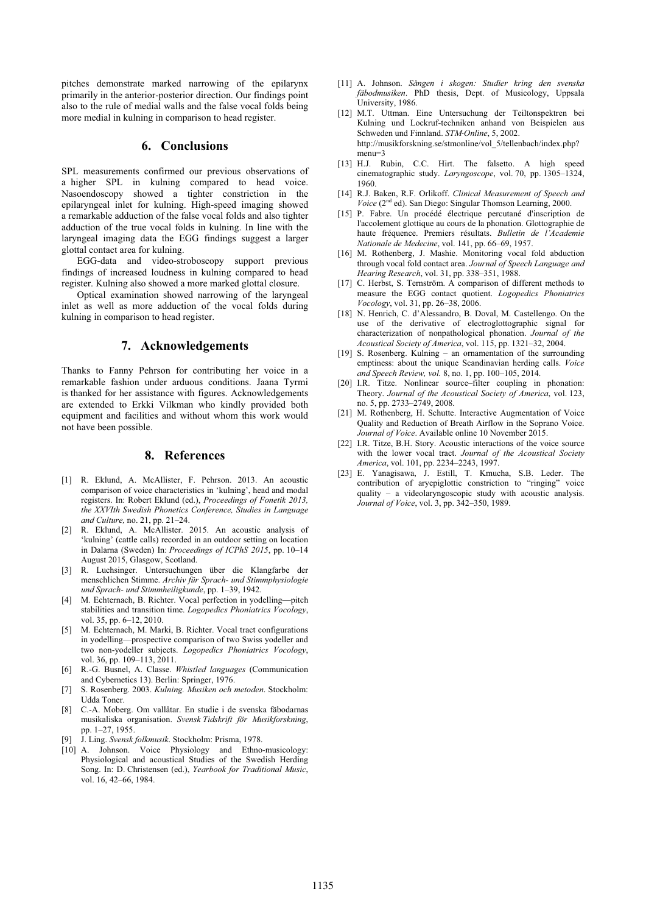pitches demonstrate marked narrowing of the epilarynx primarily in the anterior-posterior direction. Our findings point also to the rule of medial walls and the false vocal folds being more medial in kulning in comparison to head register.

## 6. Conclusions

SPL measurements confirmed our previous observations of a higher SPL in kulning compared to head voice. Nasoendoscopy showed a tighter constriction in the epilaryngeal inlet for kulning. High-speed imaging showed a remarkable adduction of the false vocal folds and also tighter adduction of the true vocal folds in kulning. In line with the laryngeal imaging data the EGG findings suggest a larger glottal contact area for kulning.

EGG-data and video-stroboscopy support previous findings of increased loudness in kulning compared to head register. Kulning also showed a more marked glottal closure.

Optical examination showed narrowing of the laryngeal inlet as well as more adduction of the vocal folds during kulning in comparison to head register.

## 7. Acknowledgements

Thanks to Fanny Pehrson for contributing her voice in a remarkable fashion under arduous conditions. Jaana Tyrmi is thanked for her assistance with figures. Acknowledgements are extended to Erkki Vilkman who kindly provided both equipment and facilities and without whom this work would not have been possible.

## 8. References

[1] R. Eklund, A. McAllister, F. Pehrson. 2013. An acoustic comparison of voice characteristics in 'kulning', head and modal registers. In: Robert Eklund (ed.), *Proceedings of Fonetik 2013, the XXVIth Swedish Phonetics Conference, Studies in Language and Culture,* no. 21, pp. 21–24.

[2] R. Eklund, A. McAllister. 2015. An acoustic analysis of 'kulning' (cattle calls) recorded in an outdoor setting on location in Dalarna (Sweden) In: *Proceedings of ICPhS 2015*, pp. 10–14 August 2015, Glasgow, Scotland.

[3] R. Luchsinger. Untersuchungen über die Klangfarbe der menschlichen Stimme. *Archiv für Sprach- und Stimmphysiologie und Sprach- und Stimmheiligkunde*, pp. 1–39, 1942.

[4] M. Echternach, B. Richter. Vocal perfection in yodelling—pitch stabilities and transition time. *Logopedics Phoniatrics Vocology*, vol. 35, pp. 6–12, 2010.

[5] M. Echternach, M. Marki, B. Richter. Vocal tract configurations in yodelling—prospective comparison of two Swiss yodeller and two non-yodeller subjects. *Logopedics Phoniatrics Vocology*, vol. 36, pp. 109–113, 2011.

[6] R.-G. Busnel, A. Classe. *Whistled languages* (Communication and Cybernetics 13). Berlin: Springer, 1976.

[7] S. Rosenberg. 2003. *Kulning. Musiken och metoden*. Stockholm: Udda Toner.

[8] C.-A. Moberg. Om vallåtar. En studie i de svenska fäbodarnas musikaliska organisation. *Svensk Tidskrift för Musikforskning*, pp. 1–27, 1955.

[9] J. Ling. *Svensk folkmusik*. Stockholm: Prisma, 1978.

[10] A. Johnson. Voice Physiology and Ethno-musicology: Physiological and acoustical Studies of the Swedish Herding Song. In: D. Christensen (ed.), *Yearbook for Traditional Music*, vol. 16, 42–66, 1984.

[11] A. Johnson. *Sången i skogen: Studier kring den svenska fäbodmusiken*. PhD thesis, Dept. of Musicology, Uppsala University, 1986.

[12] M.T. Uttman. Eine Untersuchung der Teiltonspektren bei Kulning und Lockruf-techniken anhand von Beispielen aus Schweden und Finnland. *STM-Online*, 5, 2002. http://musikforskning.se/stmonline/vol_5/tellenbach/index.php?menu=3

[13] H.J. Rubin, C.C. Hirt. The falsetto. A high speed cinematographic study. *Laryngoscope*, vol. 70, pp. 1305–1324, 1960.

[14] R.J. Baken, R.F. Orlikoff. *Clinical Measurement of Speech and Voice* (2nd ed). San Diego: Singular Thomson Learning, 2000.

[15] P. Fabre. Un procédé électrique percutané d'inscription de l'accolement glottique au cours de la phonation. Glottographie de haute fréquence. Premiers résultats. *Bulletin de l'Academie Nationale de Medecine*, vol. 141, pp. 66–69, 1957.

[16] M. Rothenberg, J. Mashie. Monitoring vocal fold abduction through vocal fold contact area. *Journal of Speech Language and Hearing Research*, vol. 31, pp. 338–351, 1988.

[17] C. Herbst, S. Ternström. A comparison of different methods to measure the EGG contact quotient. *Logopedics Phoniatrics Vocology*, vol. 31, pp. 26–38, 2006.

[18] N. Henrich, C. d'Alessandro, B. Doval, M. Castellengo. On the use of the derivative of electroglottographic signal for characterization of nonpathological phonation. *Journal of the Acoustical Society of America*, vol. 115, pp. 1321–32, 2004.

[19] S. Rosenberg. Kulning – an ornamentation of the surrounding emptiness: about the unique Scandinavian herding calls. *Voice and Speech Review, vol.* 8, no. 1, pp. 100–105, 2014.

[20] I.R. Titze. Nonlinear source–filter coupling in phonation: Theory. *Journal of the Acoustical Society of America*, vol. 123, no. 5, pp. 2733–2749, 2008.

[21] M. Rothenberg, H. Schutte. Interactive Augmentation of Voice Quality and Reduction of Breath Airflow in the Soprano Voice. *Journal of Voice*. Available online 10 November 2015.

[22] I.R. Titze, B.H. Story. Acoustic interactions of the voice source with the lower vocal tract. *Journal of the Acoustical Society America*, vol. 101, pp. 2234–2243, 1997.

[23] E. Yanagisawa, J. Estill, T. Kmucha, S.B. Leder. The contribution of aryepiglottic constriction to "ringing" voice quality – a videolaryngoscopic study with acoustic analysis. *Journal of Voice*, vol. 3, pp. 342–350, 1989.